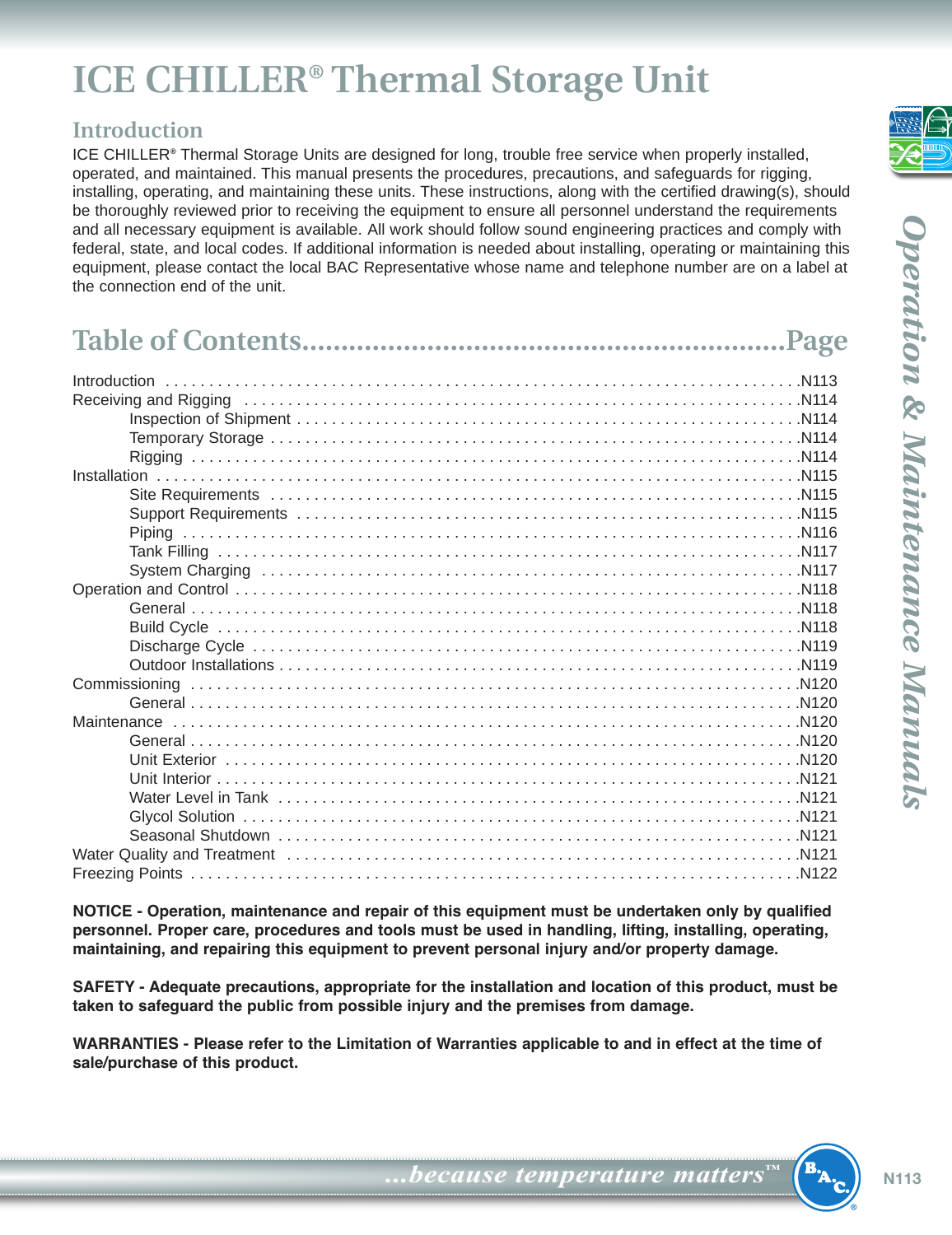# ICE CHILLER® Thermal Storage Unit

## Introduction

ICE CHILLER® Thermal Storage Units are designed for long, trouble free service when properly installed, operated, and maintained. This manual presents the procedures, precautions, and safeguards for rigging, installing, operating, and maintaining these units. These instructions, along with the certified drawing(s), should be thoroughly reviewed prior to receiving the equipment to ensure all personnel understand the requirements and all necessary equipment is available. All work should follow sound engineering practices and comply with federal, state, and local codes. If additional information is needed about installing, operating or maintaining this equipment, please contact the local BAC Representative whose name and telephone number are on a label at the connection end of the unit.

## Table of Contents ........................................................ Page

- Introduction .......... N113
- Receiving and Rigging .......... N114
  - Inspection of Shipment .......... N114
  - Temporary Storage .......... N114
  - Rigging .......... N114
- Installation .......... N115
  - Site Requirements .......... N115
  - Support Requirements .......... N115
  - Piping .......... N116
  - Tank Filling .......... N117
  - System Charging .......... N117
- Operation and Control .......... N118
  - General .......... N118
  - Build Cycle .......... N118
  - Discharge Cycle .......... N119
  - Outdoor Installations .......... N119
- Commissioning .......... N120
  - General .......... N120
- Maintenance .......... N120
  - General .......... N120
  - Unit Exterior .......... N120
  - Unit Interior .......... N121
  - Water Level in Tank .......... N121
  - Glycol Solution .......... N121
  - Seasonal Shutdown .......... N121
- Water Quality and Treatment .......... N121
- Freezing Points .......... N122

**NOTICE - Operation, maintenance and repair of this equipment must be undertaken only by qualified personnel. Proper care, procedures and tools must be used in handling, lifting, installing, operating, maintaining, and repairing this equipment to prevent personal injury and/or property damage.**

**SAFETY - Adequate precautions, appropriate for the installation and location of this product, must be taken to safeguard the public from possible injury and the premises from damage.**

**WARRANTIES - Please refer to the Limitation of Warranties applicable to and in effect at the time of sale/purchase of this product.**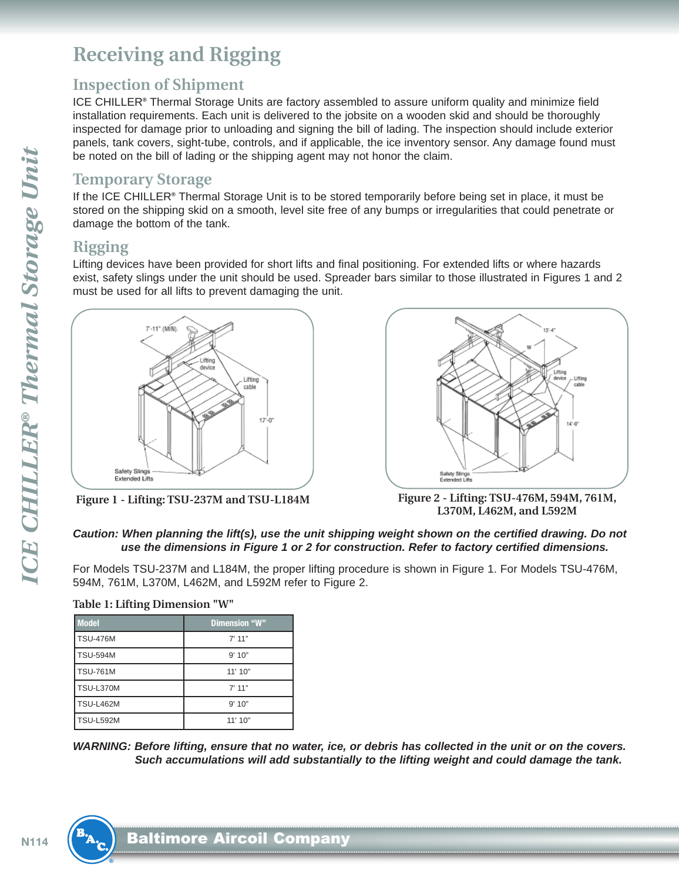# Receiving and Rigging

## Inspection of Shipment

ICE CHILLER® Thermal Storage Units are factory assembled to assure uniform quality and minimize field installation requirements. Each unit is delivered to the jobsite on a wooden skid and should be thoroughly inspected for damage prior to unloading and signing the bill of lading. The inspection should include exterior panels, tank covers, sight-tube, controls, and if applicable, the ice inventory sensor. Any damage found must be noted on the bill of lading or the shipping agent may not honor the claim.

## Temporary Storage

If the ICE CHILLER® Thermal Storage Unit is to be stored temporarily before being set in place, it must be stored on the shipping skid on a smooth, level site free of any bumps or irregularities that could penetrate or damage the bottom of the tank.

## Rigging

Lifting devices have been provided for short lifts and final positioning. For extended lifts or where hazards exist, safety slings under the unit should be used. Spreader bars similar to those illustrated in Figures 1 and 2 must be used for all lifts to prevent damaging the unit.

**Figure 1 - Lifting: TSU-237M and TSU-L184M**

**Figure 2 - Lifting: TSU-476M, 594M, 761M, L370M, L462M, and L592M**

***Caution: When planning the lift(s), use the unit shipping weight shown on the certified drawing. Do not use the dimensions in Figure 1 or 2 for construction. Refer to factory certified dimensions.***

For Models TSU-237M and L184M, the proper lifting procedure is shown in Figure 1. For Models TSU-476M, 594M, 761M, L370M, L462M, and L592M refer to Figure 2.

**Table 1: Lifting Dimension "W"**

| Model | Dimension "W" |
|---|---|
| TSU-476M | 7' 11" |
| TSU-594M | 9' 10" |
| TSU-761M | 11' 10" |
| TSU-L370M | 7' 11" |
| TSU-L462M | 9' 10" |
| TSU-L592M | 11' 10" |

***WARNING: Before lifting, ensure that no water, ice, or debris has collected in the unit or on the covers. Such accumulations will add substantially to the lifting weight and could damage the tank.***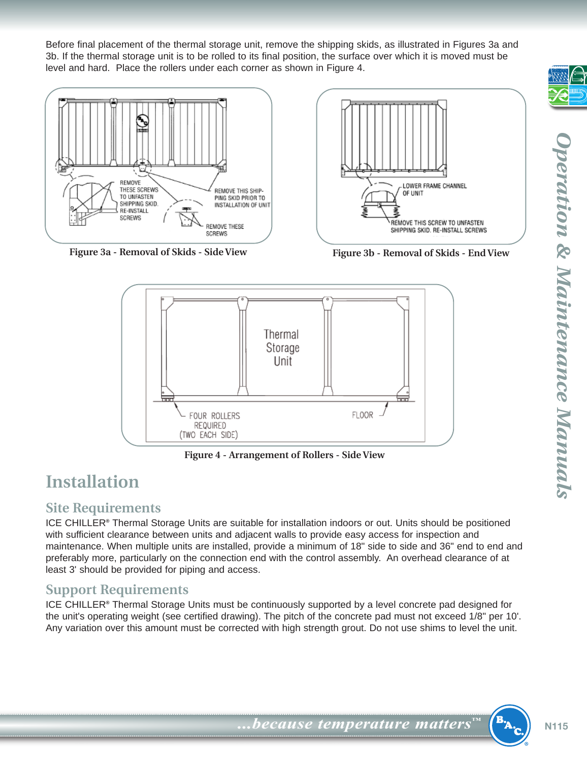Before final placement of the thermal storage unit, remove the shipping skids, as illustrated in Figures 3a and 3b. If the thermal storage unit is to be rolled to its final position, the surface over which it is moved must be level and hard. Place the rollers under each corner as shown in Figure 4.

REMOVE THESE SCREWS TO UNFASTEN SHIPPING SKID. RE-INSTALL SCREWS

REMOVE THIS SHIPPING SKID PRIOR TO INSTALLATION OF UNIT

REMOVE THESE SCREWS

**Figure 3a - Removal of Skids - Side View**

LOWER FRAME CHANNEL OF UNIT

REMOVE THIS SCREW TO UNFASTEN SHIPPING SKID. RE-INSTALL SCREWS

**Figure 3b - Removal of Skids - End View**

Thermal Storage Unit

FOUR ROLLERS REQUIRED (TWO EACH SIDE)

FLOOR

**Figure 4 - Arrangement of Rollers - Side View**

# Installation

## Site Requirements

ICE CHILLER® Thermal Storage Units are suitable for installation indoors or out. Units should be positioned with sufficient clearance between units and adjacent walls to provide easy access for inspection and maintenance. When multiple units are installed, provide a minimum of 18" side to side and 36" end to end and preferably more, particularly on the connection end with the control assembly. An overhead clearance of at least 3' should be provided for piping and access.

## Support Requirements

ICE CHILLER® Thermal Storage Units must be continuously supported by a level concrete pad designed for the unit's operating weight (see certified drawing). The pitch of the concrete pad must not exceed 1/8" per 10'. Any variation over this amount must be corrected with high strength grout. Do not use shims to level the unit.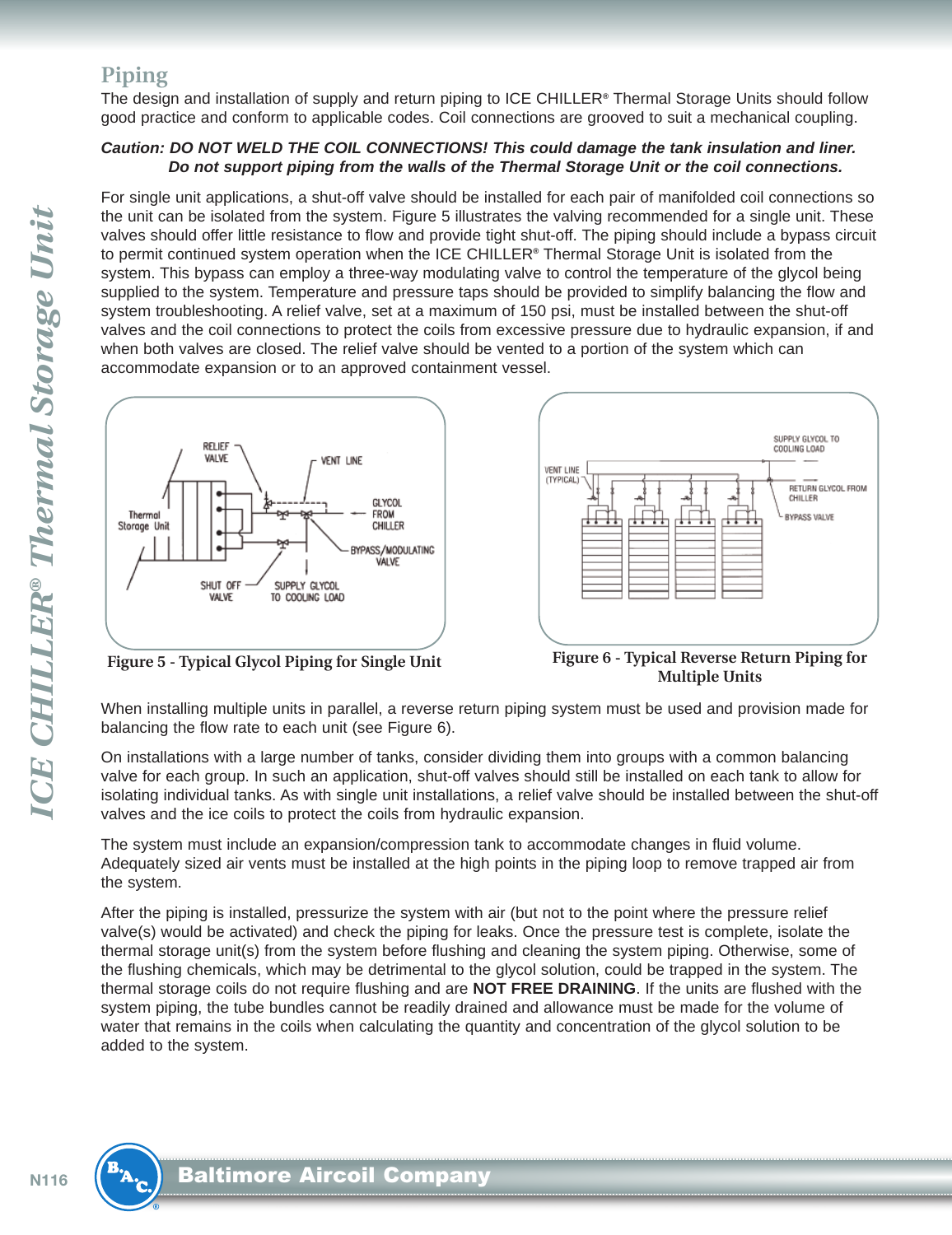## Piping

The design and installation of supply and return piping to ICE CHILLER® Thermal Storage Units should follow good practice and conform to applicable codes. Coil connections are grooved to suit a mechanical coupling.

***Caution: DO NOT WELD THE COIL CONNECTIONS! This could damage the tank insulation and liner. Do not support piping from the walls of the Thermal Storage Unit or the coil connections.***

For single unit applications, a shut-off valve should be installed for each pair of manifolded coil connections so the unit can be isolated from the system. Figure 5 illustrates the valving recommended for a single unit. These valves should offer little resistance to flow and provide tight shut-off. The piping should include a bypass circuit to permit continued system operation when the ICE CHILLER® Thermal Storage Unit is isolated from the system. This bypass can employ a three-way modulating valve to control the temperature of the glycol being supplied to the system. Temperature and pressure taps should be provided to simplify balancing the flow and system troubleshooting. A relief valve, set at a maximum of 150 psi, must be installed between the shut-off valves and the coil connections to protect the coils from excessive pressure due to hydraulic expansion, if and when both valves are closed. The relief valve should be vented to a portion of the system which can accommodate expansion or to an approved containment vessel.

**Figure 5 - Typical Glycol Piping for Single Unit**

**Figure 6 - Typical Reverse Return Piping for Multiple Units**

When installing multiple units in parallel, a reverse return piping system must be used and provision made for balancing the flow rate to each unit (see Figure 6).

On installations with a large number of tanks, consider dividing them into groups with a common balancing valve for each group. In such an application, shut-off valves should still be installed on each tank to allow for isolating individual tanks. As with single unit installations, a relief valve should be installed between the shut-off valves and the ice coils to protect the coils from hydraulic expansion.

The system must include an expansion/compression tank to accommodate changes in fluid volume. Adequately sized air vents must be installed at the high points in the piping loop to remove trapped air from the system.

After the piping is installed, pressurize the system with air (but not to the point where the pressure relief valve(s) would be activated) and check the piping for leaks. Once the pressure test is complete, isolate the thermal storage unit(s) from the system before flushing and cleaning the system piping. Otherwise, some of the flushing chemicals, which may be detrimental to the glycol solution, could be trapped in the system. The thermal storage coils do not require flushing and are **NOT FREE DRAINING**. If the units are flushed with the system piping, the tube bundles cannot be readily drained and allowance must be made for the volume of water that remains in the coils when calculating the quantity and concentration of the glycol solution to be added to the system.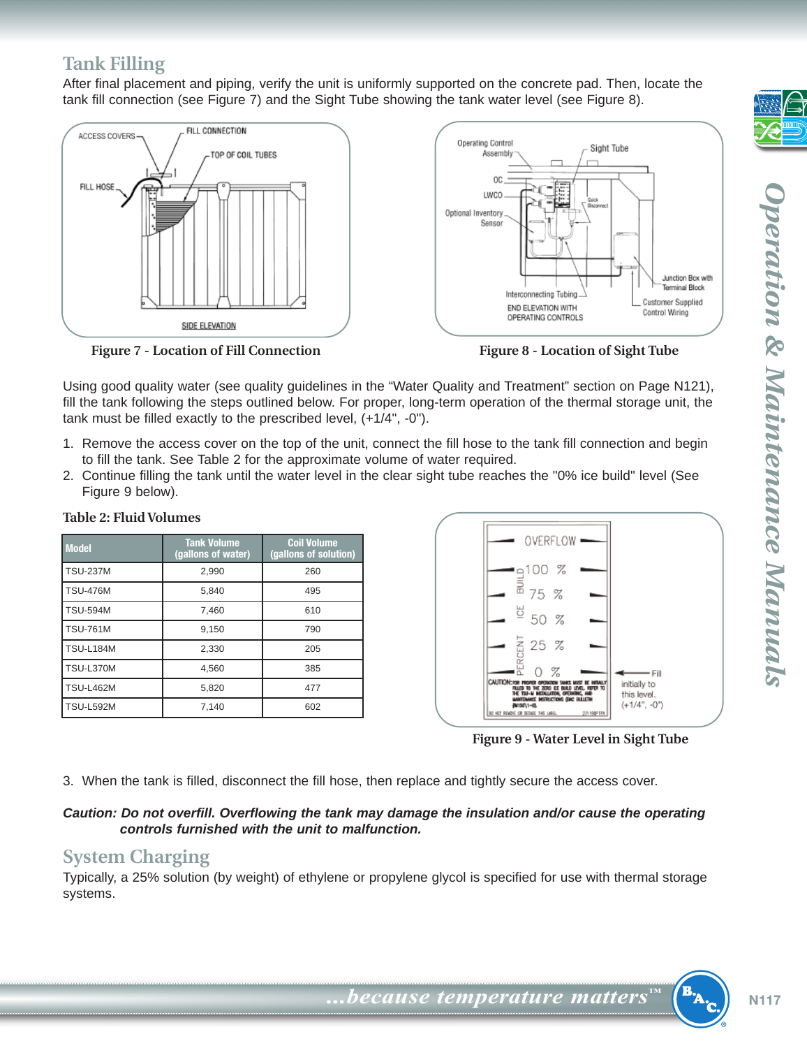## Tank Filling

After final placement and piping, verify the unit is uniformly supported on the concrete pad. Then, locate the tank fill connection (see Figure 7) and the Sight Tube showing the tank water level (see Figure 8).

Figure 7 - Location of Fill Connection

Figure 8 - Location of Sight Tube

Using good quality water (see quality guidelines in the “Water Quality and Treatment” section on Page N121), fill the tank following the steps outlined below. For proper, long-term operation of the thermal storage unit, the tank must be filled exactly to the prescribed level, (+1/4", -0").

1. Remove the access cover on the top of the unit, connect the fill hose to the tank fill connection and begin to fill the tank. See Table 2 for the approximate volume of water required.
2. Continue filling the tank until the water level in the clear sight tube reaches the "0% ice build" level (See Figure 9 below).

**Table 2: Fluid Volumes**

| Model | Tank Volume (gallons of water) | Coil Volume (gallons of solution) |
|---|---|---|
| TSU-237M | 2,990 | 260 |
| TSU-476M | 5,840 | 495 |
| TSU-594M | 7,460 | 610 |
| TSU-761M | 9,150 | 790 |
| TSU-L184M | 2,330 | 205 |
| TSU-L370M | 4,560 | 385 |
| TSU-L462M | 5,820 | 477 |
| TSU-L592M | 7,140 | 602 |

Figure 9 - Water Level in Sight Tube

3. When the tank is filled, disconnect the fill hose, then replace and tightly secure the access cover.

***Caution: Do not overfill. Overflowing the tank may damage the insulation and/or cause the operating controls furnished with the unit to malfunction.***

## System Charging

Typically, a 25% solution (by weight) of ethylene or propylene glycol is specified for use with thermal storage systems.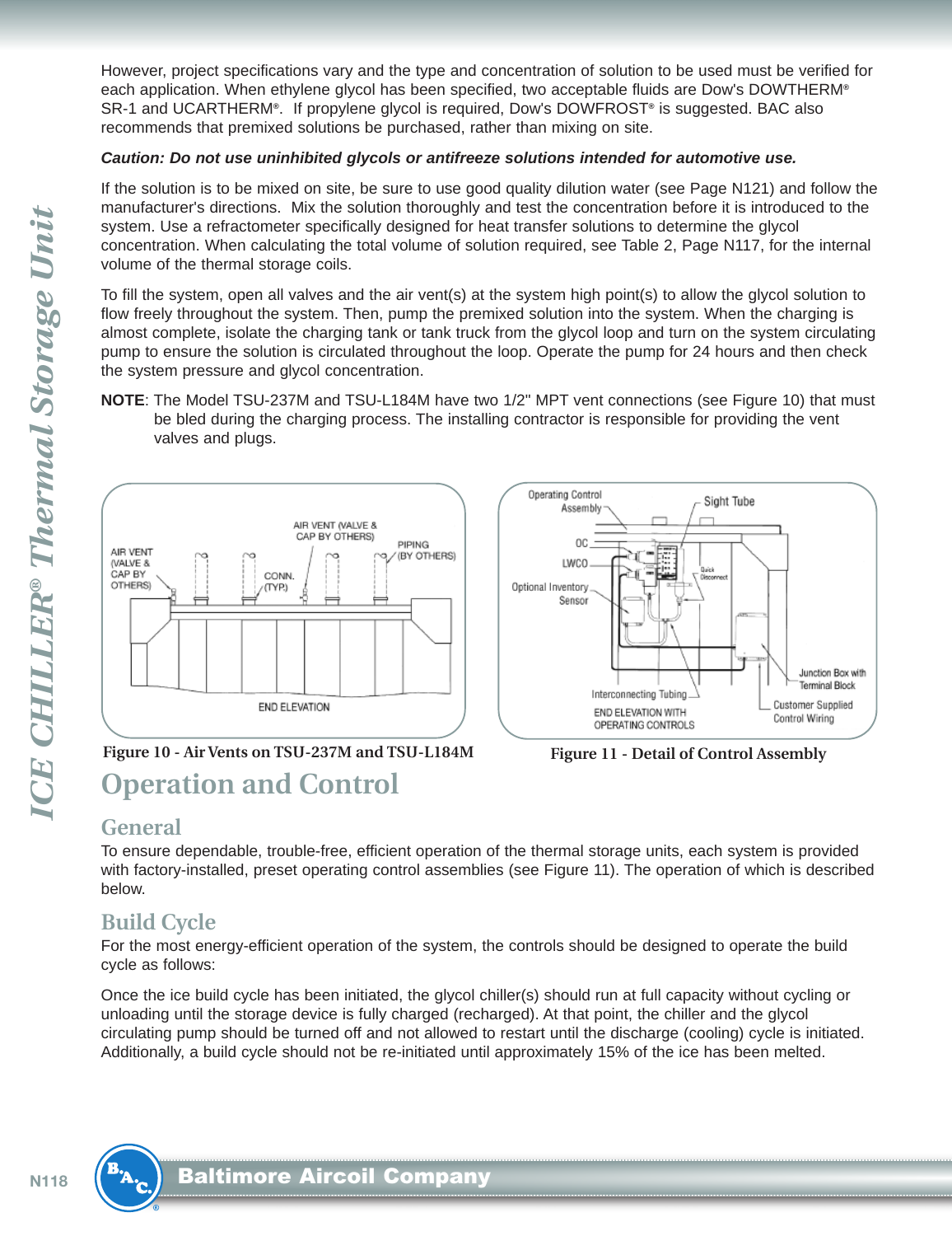However, project specifications vary and the type and concentration of solution to be used must be verified for each application. When ethylene glycol has been specified, two acceptable fluids are Dow's DOWTHERM® SR-1 and UCARTHERM®. If propylene glycol is required, Dow's DOWFROST® is suggested. BAC also recommends that premixed solutions be purchased, rather than mixing on site.

***Caution: Do not use uninhibited glycols or antifreeze solutions intended for automotive use.***

If the solution is to be mixed on site, be sure to use good quality dilution water (see Page N121) and follow the manufacturer's directions. Mix the solution thoroughly and test the concentration before it is introduced to the system. Use a refractometer specifically designed for heat transfer solutions to determine the glycol concentration. When calculating the total volume of solution required, see Table 2, Page N117, for the internal volume of the thermal storage coils.

To fill the system, open all valves and the air vent(s) at the system high point(s) to allow the glycol solution to flow freely throughout the system. Then, pump the premixed solution into the system. When the charging is almost complete, isolate the charging tank or tank truck from the glycol loop and turn on the system circulating pump to ensure the solution is circulated throughout the loop. Operate the pump for 24 hours and then check the system pressure and glycol concentration.

**NOTE**: The Model TSU-237M and TSU-L184M have two 1/2" MPT vent connections (see Figure 10) that must be bled during the charging process. The installing contractor is responsible for providing the vent valves and plugs.

**Figure 10 - Air Vents on TSU-237M and TSU-L184M**

**Figure 11 - Detail of Control Assembly**

# Operation and Control

## General

To ensure dependable, trouble-free, efficient operation of the thermal storage units, each system is provided with factory-installed, preset operating control assemblies (see Figure 11). The operation of which is described below.

## Build Cycle

For the most energy-efficient operation of the system, the controls should be designed to operate the build cycle as follows:

Once the ice build cycle has been initiated, the glycol chiller(s) should run at full capacity without cycling or unloading until the storage device is fully charged (recharged). At that point, the chiller and the glycol circulating pump should be turned off and not allowed to restart until the discharge (cooling) cycle is initiated. Additionally, a build cycle should not be re-initiated until approximately 15% of the ice has been melted.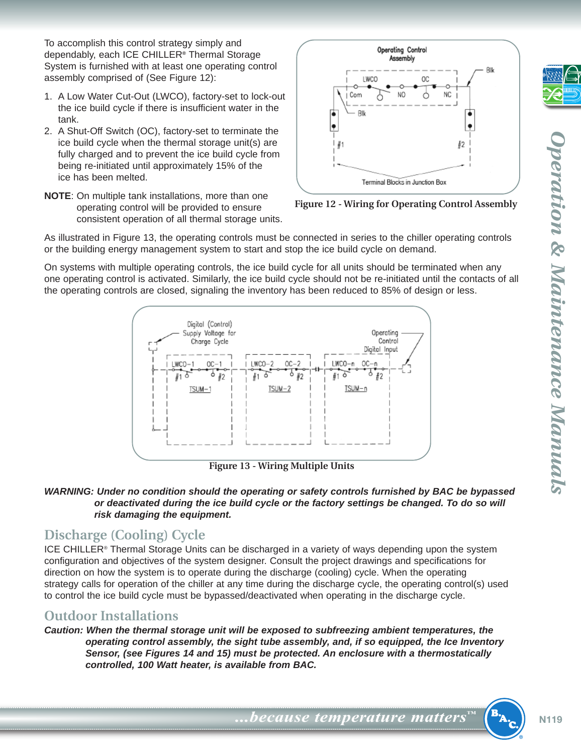To accomplish this control strategy simply and dependably, each ICE CHILLER® Thermal Storage System is furnished with at least one operating control assembly comprised of (See Figure 12):

1. A Low Water Cut-Out (LWCO), factory-set to lock-out the ice build cycle if there is insufficient water in the tank.
2. A Shut-Off Switch (OC), factory-set to terminate the ice build cycle when the thermal storage unit(s) are fully charged and to prevent the ice build cycle from being re-initiated until approximately 15% of the ice has been melted.

**NOTE**: On multiple tank installations, more than one operating control will be provided to ensure consistent operation of all thermal storage units.

**Figure 12 - Wiring for Operating Control Assembly**

As illustrated in Figure 13, the operating controls must be connected in series to the chiller operating controls or the building energy management system to start and stop the ice build cycle on demand.

On systems with multiple operating controls, the ice build cycle for all units should be terminated when any one operating control is activated. Similarly, the ice build cycle should not be re-initiated until the contacts of all the operating controls are closed, signaling the inventory has been reduced to 85% of design or less.

**Figure 13 - Wiring Multiple Units**

***WARNING: Under no condition should the operating or safety controls furnished by BAC be bypassed or deactivated during the ice build cycle or the factory settings be changed. To do so will risk damaging the equipment.***

## Discharge (Cooling) Cycle

ICE CHILLER® Thermal Storage Units can be discharged in a variety of ways depending upon the system configuration and objectives of the system designer. Consult the project drawings and specifications for direction on how the system is to operate during the discharge (cooling) cycle. When the operating strategy calls for operation of the chiller at any time during the discharge cycle, the operating control(s) used to control the ice build cycle must be bypassed/deactivated when operating in the discharge cycle.

## Outdoor Installations

***Caution: When the thermal storage unit will be exposed to subfreezing ambient temperatures, the operating control assembly, the sight tube assembly, and, if so equipped, the Ice Inventory Sensor, (see Figures 14 and 15) must be protected. An enclosure with a thermostatically controlled, 100 Watt heater, is available from BAC.***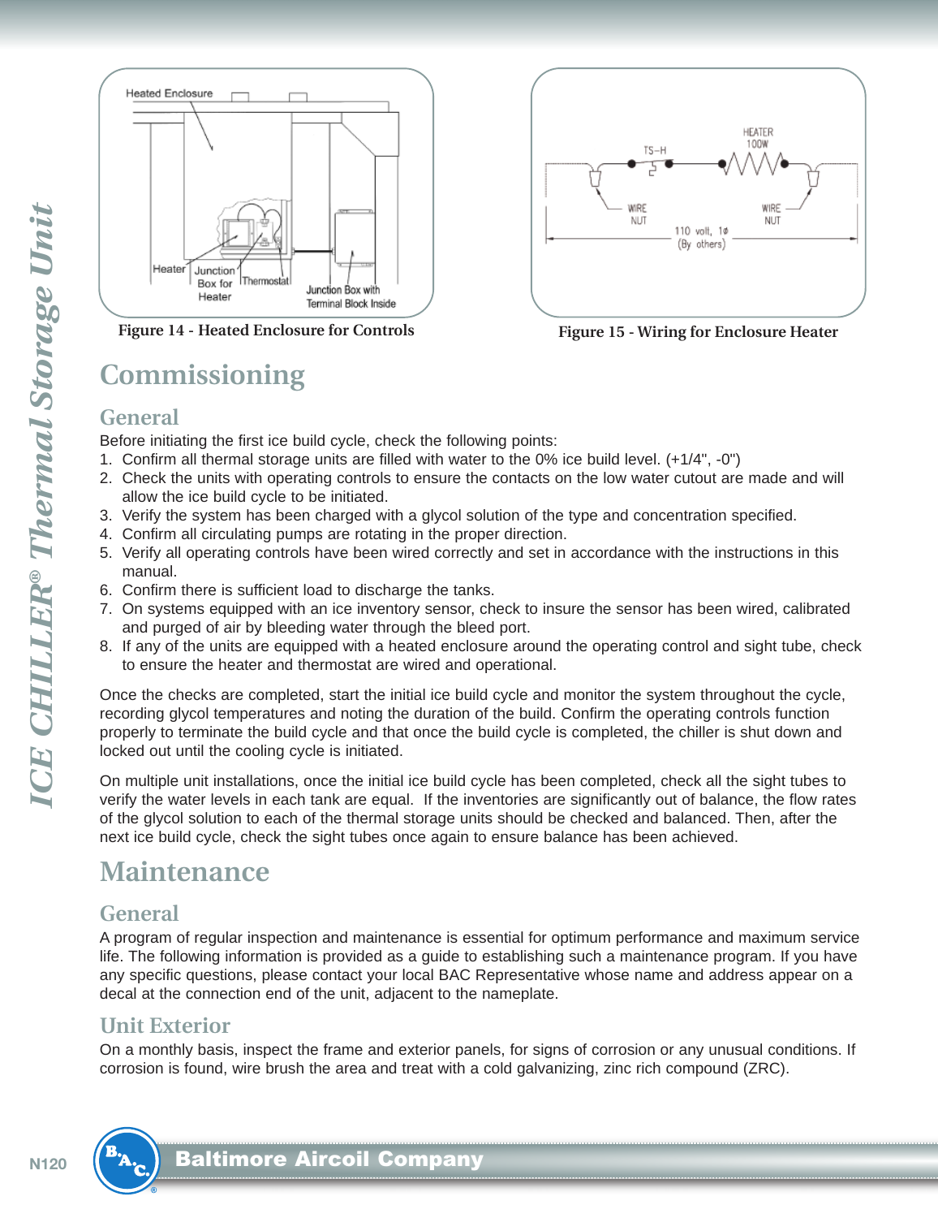Figure 14 - Heated Enclosure for Controls

Figure 15 - Wiring for Enclosure Heater

# Commissioning

## General

Before initiating the first ice build cycle, check the following points:

1. Confirm all thermal storage units are filled with water to the 0% ice build level. (+1/4", -0")
2. Check the units with operating controls to ensure the contacts on the low water cutout are made and will allow the ice build cycle to be initiated.
3. Verify the system has been charged with a glycol solution of the type and concentration specified.
4. Confirm all circulating pumps are rotating in the proper direction.
5. Verify all operating controls have been wired correctly and set in accordance with the instructions in this manual.
6. Confirm there is sufficient load to discharge the tanks.
7. On systems equipped with an ice inventory sensor, check to insure the sensor has been wired, calibrated and purged of air by bleeding water through the bleed port.
8. If any of the units are equipped with a heated enclosure around the operating control and sight tube, check to ensure the heater and thermostat are wired and operational.

Once the checks are completed, start the initial ice build cycle and monitor the system throughout the cycle, recording glycol temperatures and noting the duration of the build. Confirm the operating controls function properly to terminate the build cycle and that once the build cycle is completed, the chiller is shut down and locked out until the cooling cycle is initiated.

On multiple unit installations, once the initial ice build cycle has been completed, check all the sight tubes to verify the water levels in each tank are equal. If the inventories are significantly out of balance, the flow rates of the glycol solution to each of the thermal storage units should be checked and balanced. Then, after the next ice build cycle, check the sight tubes once again to ensure balance has been achieved.

# Maintenance

## General

A program of regular inspection and maintenance is essential for optimum performance and maximum service life. The following information is provided as a guide to establishing such a maintenance program. If you have any specific questions, please contact your local BAC Representative whose name and address appear on a decal at the connection end of the unit, adjacent to the nameplate.

## Unit Exterior

On a monthly basis, inspect the frame and exterior panels, for signs of corrosion or any unusual conditions. If corrosion is found, wire brush the area and treat with a cold galvanizing, zinc rich compound (ZRC).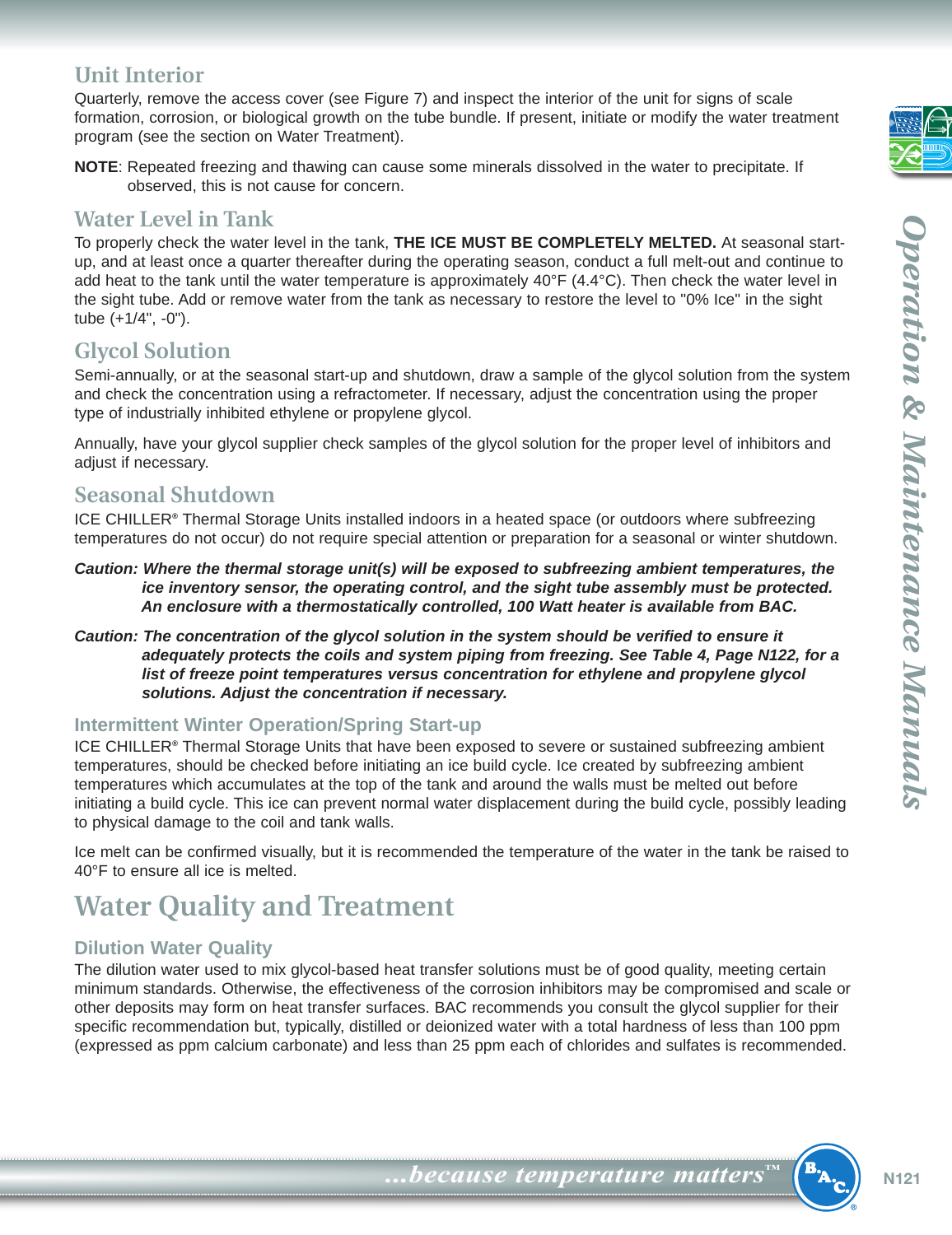### Unit Interior

Quarterly, remove the access cover (see Figure 7) and inspect the interior of the unit for signs of scale formation, corrosion, or biological growth on the tube bundle. If present, initiate or modify the water treatment program (see the section on Water Treatment).

**NOTE**: Repeated freezing and thawing can cause some minerals dissolved in the water to precipitate. If observed, this is not cause for concern.

### Water Level in Tank

To properly check the water level in the tank, **THE ICE MUST BE COMPLETELY MELTED.** At seasonal start-up, and at least once a quarter thereafter during the operating season, conduct a full melt-out and continue to add heat to the tank until the water temperature is approximately 40°F (4.4°C). Then check the water level in the sight tube. Add or remove water from the tank as necessary to restore the level to "0% Ice" in the sight tube (+1/4", -0").

### Glycol Solution

Semi-annually, or at the seasonal start-up and shutdown, draw a sample of the glycol solution from the system and check the concentration using a refractometer. If necessary, adjust the concentration using the proper type of industrially inhibited ethylene or propylene glycol.

Annually, have your glycol supplier check samples of the glycol solution for the proper level of inhibitors and adjust if necessary.

### Seasonal Shutdown

ICE CHILLER® Thermal Storage Units installed indoors in a heated space (or outdoors where subfreezing temperatures do not occur) do not require special attention or preparation for a seasonal or winter shutdown.

***Caution: Where the thermal storage unit(s) will be exposed to subfreezing ambient temperatures, the ice inventory sensor, the operating control, and the sight tube assembly must be protected. An enclosure with a thermostatically controlled, 100 Watt heater is available from BAC.***

***Caution: The concentration of the glycol solution in the system should be verified to ensure it adequately protects the coils and system piping from freezing. See Table 4, Page N122, for a list of freeze point temperatures versus concentration for ethylene and propylene glycol solutions. Adjust the concentration if necessary.***

#### Intermittent Winter Operation/Spring Start-up

ICE CHILLER® Thermal Storage Units that have been exposed to severe or sustained subfreezing ambient temperatures, should be checked before initiating an ice build cycle. Ice created by subfreezing ambient temperatures which accumulates at the top of the tank and around the walls must be melted out before initiating a build cycle. This ice can prevent normal water displacement during the build cycle, possibly leading to physical damage to the coil and tank walls.

Ice melt can be confirmed visually, but it is recommended the temperature of the water in the tank be raised to 40°F to ensure all ice is melted.

## Water Quality and Treatment

#### Dilution Water Quality

The dilution water used to mix glycol-based heat transfer solutions must be of good quality, meeting certain minimum standards. Otherwise, the effectiveness of the corrosion inhibitors may be compromised and scale or other deposits may form on heat transfer surfaces. BAC recommends you consult the glycol supplier for their specific recommendation but, typically, distilled or deionized water with a total hardness of less than 100 ppm (expressed as ppm calcium carbonate) and less than 25 ppm each of chlorides and sulfates is recommended.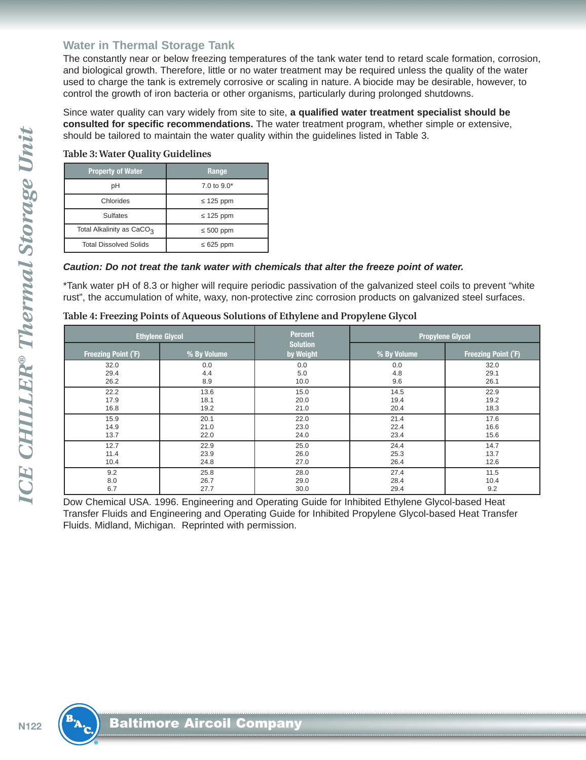## Water in Thermal Storage Tank

The constantly near or below freezing temperatures of the tank water tend to retard scale formation, corrosion, and biological growth. Therefore, little or no water treatment may be required unless the quality of the water used to charge the tank is extremely corrosive or scaling in nature. A biocide may be desirable, however, to control the growth of iron bacteria or other organisms, particularly during prolonged shutdowns.

Since water quality can vary widely from site to site, **a qualified water treatment specialist should be consulted for specific recommendations.** The water treatment program, whether simple or extensive, should be tailored to maintain the water quality within the guidelines listed in Table 3.

**Table 3: Water Quality Guidelines**

| Property of Water | Range |
|---|---|
| pH | 7.0 to 9.0* |
| Chlorides | ≤ 125 ppm |
| Sulfates | ≤ 125 ppm |
| Total Alkalinity as $CaCO_3$ | ≤ 500 ppm |
| Total Dissolved Solids | ≤ 625 ppm |

***Caution: Do not treat the tank water with chemicals that alter the freeze point of water.***

*Tank water pH of 8.3 or higher will require periodic passivation of the galvanized steel coils to prevent "white rust", the accumulation of white, waxy, non-protective zinc corrosion products on galvanized steel surfaces.

**Table 4: Freezing Points of Aqueous Solutions of Ethylene and Propylene Glycol**

| Ethylene Glycol | | Percent Solution by Weight | Propylene Glycol | |
|---|---|---|---|---|
| Freezing Point (°F) | % By Volume | | % By Volume | Freezing Point (°F) |
| 32.0 | 0.0 | 0.0 | 0.0 | 32.0 |
| 29.4 | 4.4 | 5.0 | 4.8 | 29.1 |
| 26.2 | 8.9 | 10.0 | 9.6 | 26.1 |
| 22.2 | 13.6 | 15.0 | 14.5 | 22.9 |
| 17.9 | 18.1 | 20.0 | 19.4 | 19.2 |
| 16.8 | 19.2 | 21.0 | 20.4 | 18.3 |
| 15.9 | 20.1 | 22.0 | 21.4 | 17.6 |
| 14.9 | 21.0 | 23.0 | 22.4 | 16.6 |
| 13.7 | 22.0 | 24.0 | 23.4 | 15.6 |
| 12.7 | 22.9 | 25.0 | 24.4 | 14.7 |
| 11.4 | 23.9 | 26.0 | 25.3 | 13.7 |
| 10.4 | 24.8 | 27.0 | 26.4 | 12.6 |
| 9.2 | 25.8 | 28.0 | 27.4 | 11.5 |
| 8.0 | 26.7 | 29.0 | 28.4 | 10.4 |
| 6.7 | 27.7 | 30.0 | 29.4 | 9.2 |

Dow Chemical USA. 1996. Engineering and Operating Guide for Inhibited Ethylene Glycol-based Heat Transfer Fluids and Engineering and Operating Guide for Inhibited Propylene Glycol-based Heat Transfer Fluids. Midland, Michigan. Reprinted with permission.